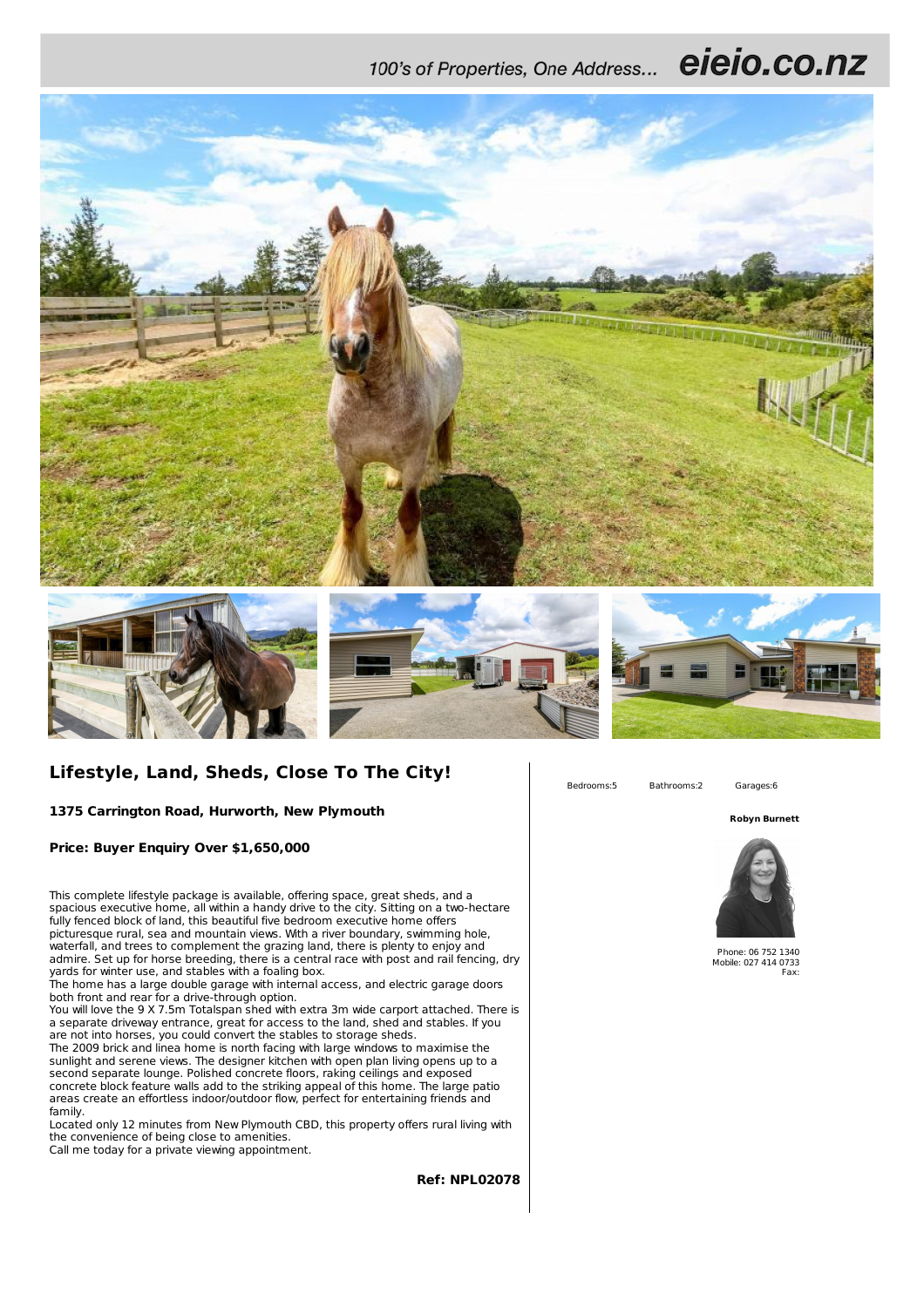100's of Properties, One Address... **eieio.co.nz**

# Lifestyle, Land, Sheds, Close To The City!

**1375 Carrington Road, Hurworth, New Plymouth**

**Price: Buyer Enquiry Over $1,650,000**

This complete lifestyle package is available, offering space, great sheds, and a spacious executive home, all within a handy drive to the city. Sitting on a two-hectare fully fenced block of land, this beautiful five bedroom executive home offers picturesque rural, sea and mountain views. With a river boundary, swimming hole, waterfall, and trees to complement the grazing land, there is plenty to enjoy and admire. Set up for horse breeding, there is a central race with post and rail fencing, dry yards for winter use, and stables with a foaling box.
The home has a large double garage with internal access, and electric garage doors both front and rear for a drive-through option.
You will love the 9 X 7.5m Totalspan shed with extra 3m wide carport attached. There is a separate driveway entrance, great for access to the land, shed and stables. If you are not into horses, you could convert the stables to storage sheds.
The 2009 brick and linea home is north facing with large windows to maximise the sunlight and serene views. The designer kitchen with open plan living opens up to a second separate lounge. Polished concrete floors, raking ceilings and exposed concrete block feature walls add to the striking appeal of this home. The large patio areas create an effortless indoor/outdoor flow, perfect for entertaining friends and family.
Located only 12 minutes from New Plymouth CBD, this property offers rural living with the convenience of being close to amenities.
Call me today for a private viewing appointment.

**Ref: NPL02078**

Bedrooms:5 Bathrooms:2 Garages:6

**Robyn Burnett**

Phone: 06 752 1340
Mobile: 027 414 0733
Fax: